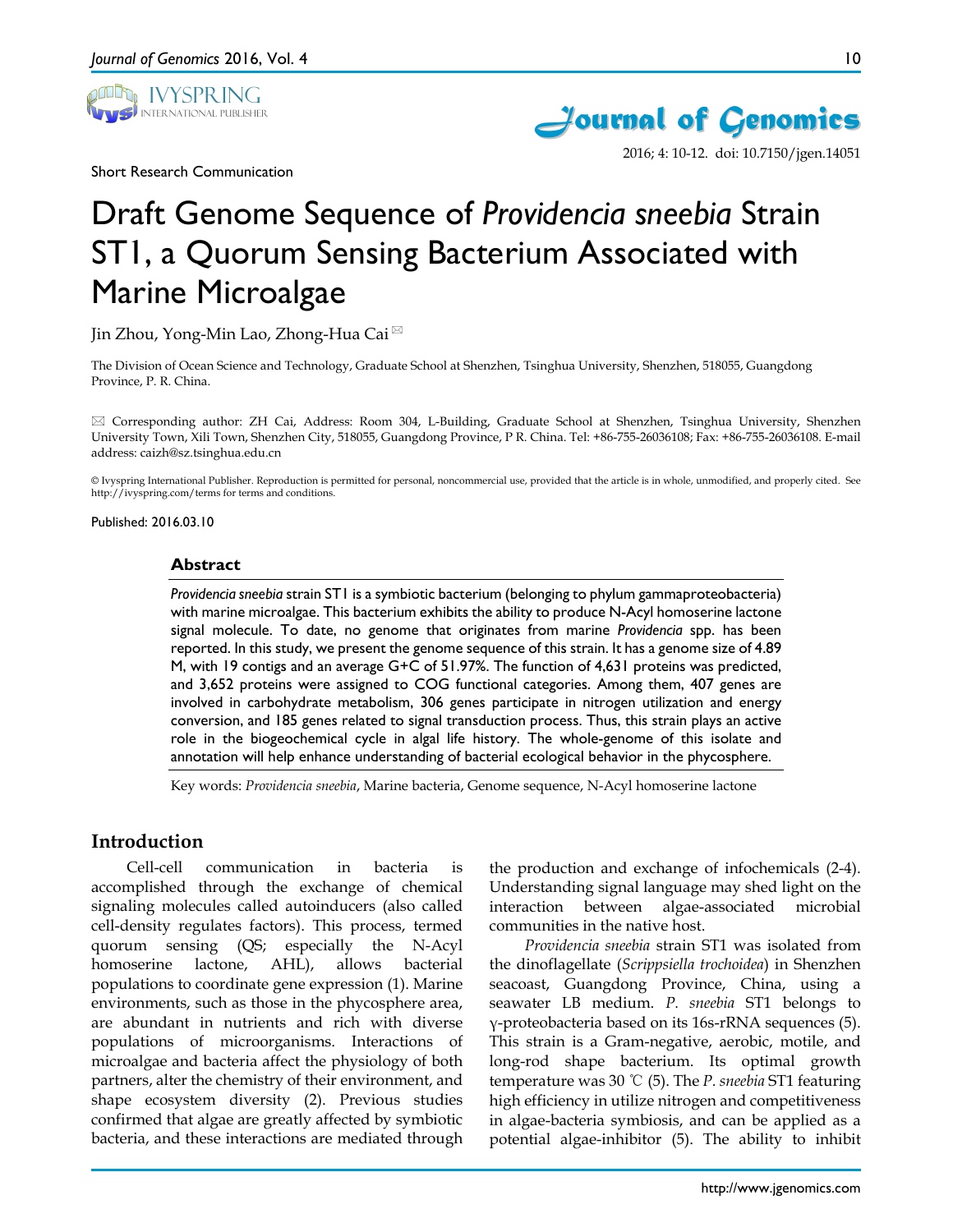Short Research Communication

# Draft Genome Sequence of *Providencia sneebia* Strain ST1, a Quorum Sensing Bacterium Associated with Marine Microalgae

Jin Zhou, Yong-Min Lao, Zhong-Hua Cai ✉

The Division of Ocean Science and Technology, Graduate School at Shenzhen, Tsinghua University, Shenzhen, 518055, Guangdong Province, P. R. China.

✉ Corresponding author: ZH Cai, Address: Room 304, L-Building, Graduate School at Shenzhen, Tsinghua University, Shenzhen University Town, Xili Town, Shenzhen City, 518055, Guangdong Province, P R. China. Tel: +86-755-26036108; Fax: +86-755-26036108. E-mail address: caizh@sz.tsinghua.edu.cn

© Ivyspring International Publisher. Reproduction is permitted for personal, noncommercial use, provided that the article is in whole, unmodified, and properly cited. See http://ivyspring.com/terms for terms and conditions.

Published: 2016.03.10

## Abstract

*Providencia sneebia* strain ST1 is a symbiotic bacterium (belonging to phylum gammaproteobacteria) with marine microalgae. This bacterium exhibits the ability to produce N-Acyl homoserine lactone signal molecule. To date, no genome that originates from marine *Providencia* spp. has been reported. In this study, we present the genome sequence of this strain. It has a genome size of 4.89 M, with 19 contigs and an average G+C of 51.97%. The function of 4,631 proteins was predicted, and 3,652 proteins were assigned to COG functional categories. Among them, 407 genes are involved in carbohydrate metabolism, 306 genes participate in nitrogen utilization and energy conversion, and 185 genes related to signal transduction process. Thus, this strain plays an active role in the biogeochemical cycle in algal life history. The whole-genome of this isolate and annotation will help enhance understanding of bacterial ecological behavior in the phycosphere.

Key words: *Providencia sneebia*, Marine bacteria, Genome sequence, N-Acyl homoserine lactone

## Introduction

Cell-cell communication in bacteria is accomplished through the exchange of chemical signaling molecules called autoinducers (also called cell-density regulates factors). This process, termed quorum sensing (QS; especially the N-Acyl homoserine lactone, AHL), allows bacterial populations to coordinate gene expression (1). Marine environments, such as those in the phycosphere area, are abundant in nutrients and rich with diverse populations of microorganisms. Interactions of microalgae and bacteria affect the physiology of both partners, alter the chemistry of their environment, and shape ecosystem diversity (2). Previous studies confirmed that algae are greatly affected by symbiotic bacteria, and these interactions are mediated through the production and exchange of infochemicals (2-4). Understanding signal language may shed light on the interaction between algae-associated microbial communities in the native host.

*Providencia sneebia* strain ST1 was isolated from the dinoflagellate (*Scrippsiella trochoidea*) in Shenzhen seacoast, Guangdong Province, China, using a seawater LB medium. *P. sneebia* ST1 belongs to γ-proteobacteria based on its 16s-rRNA sequences (5). This strain is a Gram-negative, aerobic, motile, and long-rod shape bacterium. Its optimal growth temperature was 30 ℃ (5). The *P. sneebia* ST1 featuring high efficiency in utilize nitrogen and competitiveness in algae-bacteria symbiosis, and can be applied as a potential algae-inhibitor (5). The ability to inhibit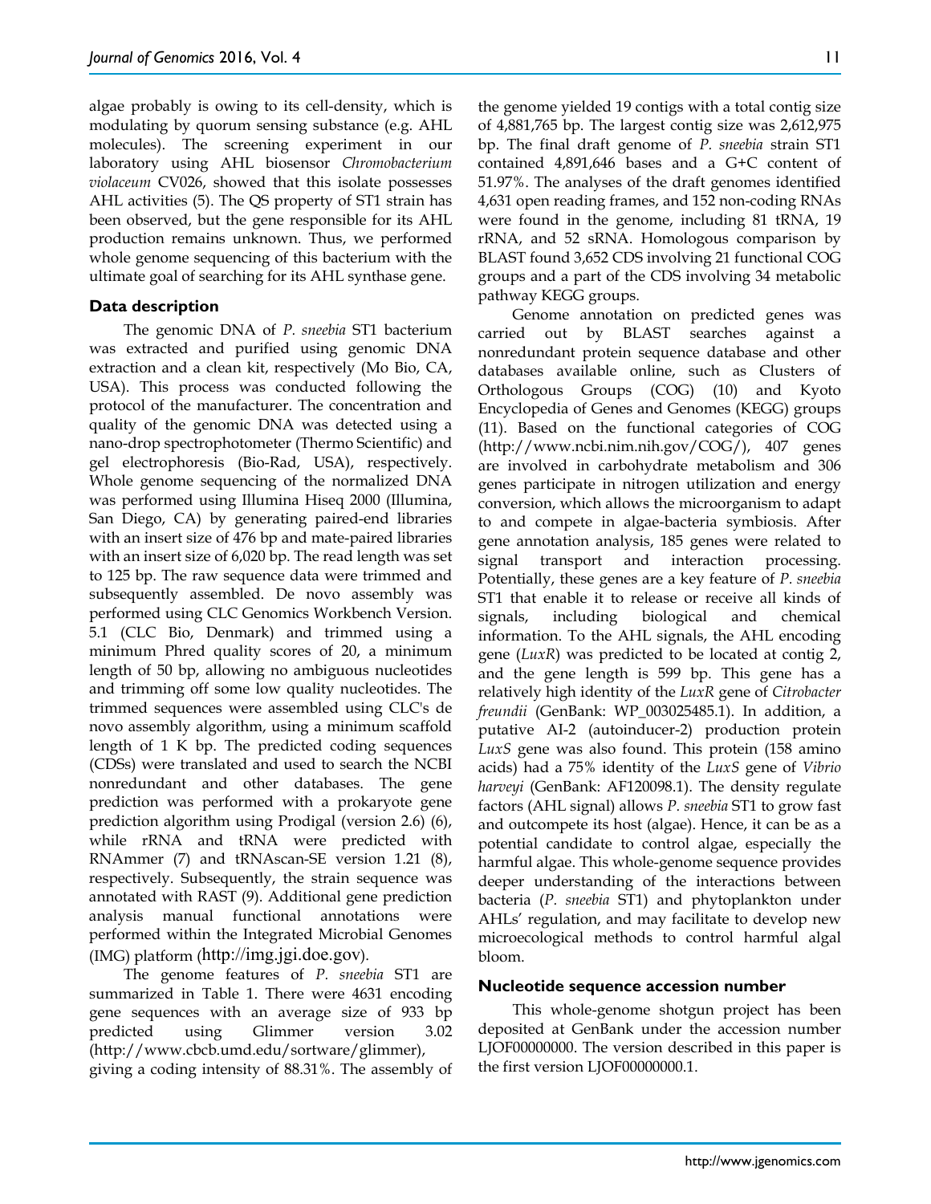algae probably is owing to its cell-density, which is modulating by quorum sensing substance (e.g. AHL molecules). The screening experiment in our laboratory using AHL biosensor *Chromobacterium violaceum* CV026, showed that this isolate possesses AHL activities (5). The QS property of ST1 strain has been observed, but the gene responsible for its AHL production remains unknown. Thus, we performed whole genome sequencing of this bacterium with the ultimate goal of searching for its AHL synthase gene.

## Data description

The genomic DNA of *P. sneebia* ST1 bacterium was extracted and purified using genomic DNA extraction and a clean kit, respectively (Mo Bio, CA, USA). This process was conducted following the protocol of the manufacturer. The concentration and quality of the genomic DNA was detected using a nano-drop spectrophotometer (Thermo Scientific) and gel electrophoresis (Bio-Rad, USA), respectively. Whole genome sequencing of the normalized DNA was performed using Illumina Hiseq 2000 (Illumina, San Diego, CA) by generating paired-end libraries with an insert size of 476 bp and mate-paired libraries with an insert size of 6,020 bp. The read length was set to 125 bp. The raw sequence data were trimmed and subsequently assembled. De novo assembly was performed using CLC Genomics Workbench Version. 5.1 (CLC Bio, Denmark) and trimmed using a minimum Phred quality scores of 20, a minimum length of 50 bp, allowing no ambiguous nucleotides and trimming off some low quality nucleotides. The trimmed sequences were assembled using CLC's de novo assembly algorithm, using a minimum scaffold length of 1 K bp. The predicted coding sequences (CDSs) were translated and used to search the NCBI nonredundant and other databases. The gene prediction was performed with a prokaryote gene prediction algorithm using Prodigal (version 2.6) (6), while rRNA and tRNA were predicted with RNAmmer (7) and tRNAscan-SE version 1.21 (8), respectively. Subsequently, the strain sequence was annotated with RAST (9). Additional gene prediction analysis manual functional annotations were performed within the Integrated Microbial Genomes (IMG) platform (http://img.jgi.doe.gov).

The genome features of *P. sneebia* ST1 are summarized in Table 1. There were 4631 encoding gene sequences with an average size of 933 bp predicted using Glimmer version 3.02 (http://www.cbcb.umd.edu/sortware/glimmer), giving a coding intensity of 88.31%. The assembly of the genome yielded 19 contigs with a total contig size of 4,881,765 bp. The largest contig size was 2,612,975 bp. The final draft genome of *P. sneebia* strain ST1 contained 4,891,646 bases and a G+C content of 51.97%. The analyses of the draft genomes identified 4,631 open reading frames, and 152 non-coding RNAs were found in the genome, including 81 tRNA, 19 rRNA, and 52 sRNA. Homologous comparison by BLAST found 3,652 CDS involving 21 functional COG groups and a part of the CDS involving 34 metabolic pathway KEGG groups.

Genome annotation on predicted genes was carried out by BLAST searches against a nonredundant protein sequence database and other databases available online, such as Clusters of Orthologous Groups (COG) (10) and Kyoto Encyclopedia of Genes and Genomes (KEGG) groups (11). Based on the functional categories of COG (http://www.ncbi.nim.nih.gov/COG/), 407 genes are involved in carbohydrate metabolism and 306 genes participate in nitrogen utilization and energy conversion, which allows the microorganism to adapt to and compete in algae-bacteria symbiosis. After gene annotation analysis, 185 genes were related to signal transport and interaction processing. Potentially, these genes are a key feature of *P. sneebia* ST1 that enable it to release or receive all kinds of signals, including biological and chemical information. To the AHL signals, the AHL encoding gene (*LuxR*) was predicted to be located at contig 2, and the gene length is 599 bp. This gene has a relatively high identity of the *LuxR* gene of *Citrobacter freundii* (GenBank: WP_003025485.1). In addition, a putative AI-2 (autoinducer-2) production protein *LuxS* gene was also found. This protein (158 amino acids) had a 75% identity of the *LuxS* gene of *Vibrio harveyi* (GenBank: AF120098.1). The density regulate factors (AHL signal) allows *P. sneebia* ST1 to grow fast and outcompete its host (algae). Hence, it can be as a potential candidate to control algae, especially the harmful algae. This whole-genome sequence provides deeper understanding of the interactions between bacteria (*P. sneebia* ST1) and phytoplankton under AHLs' regulation, and may facilitate to develop new microecological methods to control harmful algal bloom.

## Nucleotide sequence accession number

This whole-genome shotgun project has been deposited at GenBank under the accession number LJOF00000000. The version described in this paper is the first version LJOF00000000.1.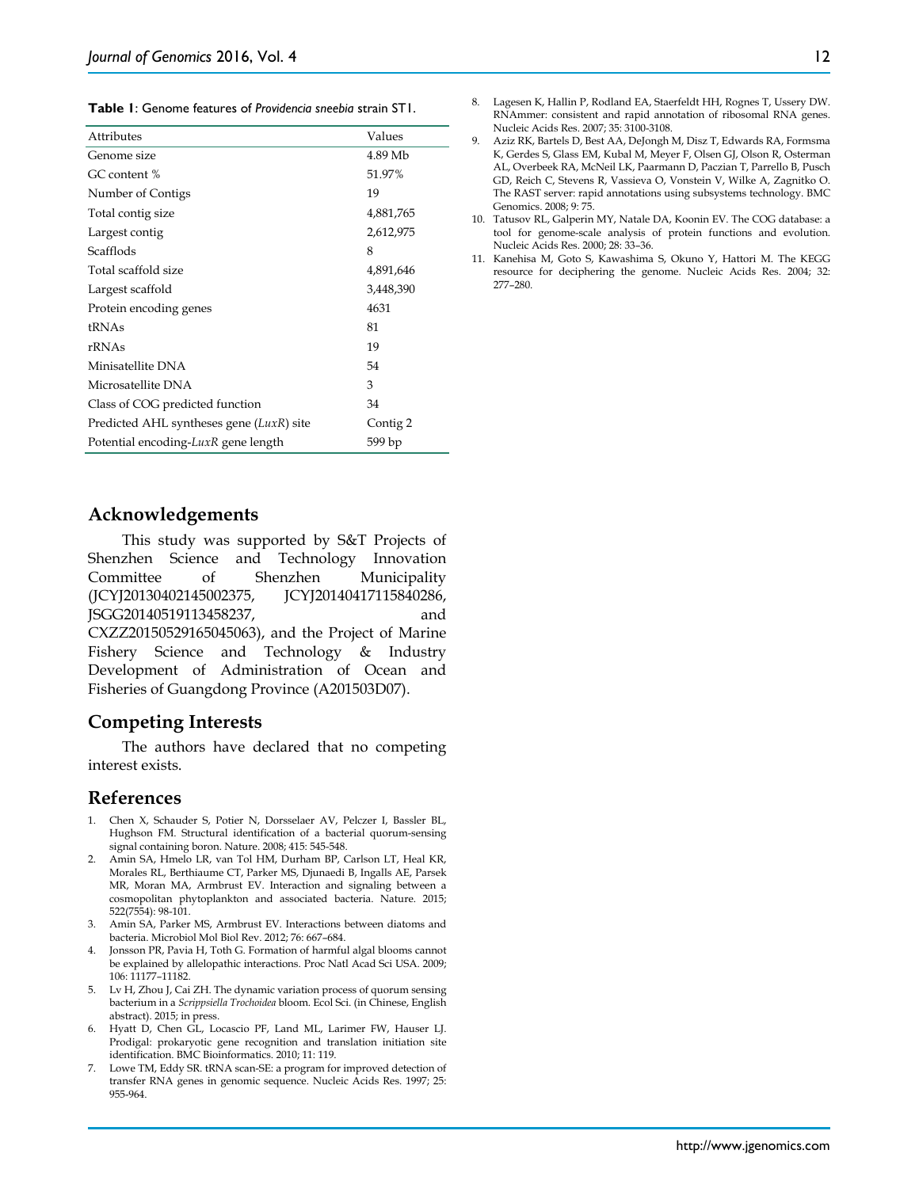**Table 1**: Genome features of *Providencia sneebia* strain ST1.

| Attributes | Values |
|---|---|
| Genome size | 4.89 Mb |
| GC content % | 51.97% |
| Number of Contigs | 19 |
| Total contig size | 4,881,765 |
| Largest contig | 2,612,975 |
| Scafflods | 8 |
| Total scaffold size | 4,891,646 |
| Largest scaffold | 3,448,390 |
| Protein encoding genes | 4631 |
| tRNAs | 81 |
| rRNAs | 19 |
| Minisatellite DNA | 54 |
| Microsatellite DNA | 3 |
| Class of COG predicted function | 34 |
| Predicted AHL syntheses gene (*LuxR*) site | Contig 2 |
| Potential encoding-*LuxR* gene length | 599 bp |

## Acknowledgements

This study was supported by S&T Projects of Shenzhen Science and Technology Innovation Committee of Shenzhen Municipality (JCYJ20130402145002375, JCYJ20140417115840286, JSGG20140519113458237, and CXZZ20150529165045063), and the Project of Marine Fishery Science and Technology & Industry Development of Administration of Ocean and Fisheries of Guangdong Province (A201503D07).

## Competing Interests

The authors have declared that no competing interest exists.

## References

1. Chen X, Schauder S, Potier N, Dorsselaer AV, Pelczer I, Bassler BL, Hughson FM. Structural identification of a bacterial quorum-sensing signal containing boron. Nature. 2008; 415: 545-548.
2. Amin SA, Hmelo LR, van Tol HM, Durham BP, Carlson LT, Heal KR, Morales RL, Berthiaume CT, Parker MS, Djunaedi B, Ingalls AE, Parsek MR, Moran MA, Armbrust EV. Interaction and signaling between a cosmopolitan phytoplankton and associated bacteria. Nature. 2015; 522(7554): 98-101.
3. Amin SA, Parker MS, Armbrust EV. Interactions between diatoms and bacteria. Microbiol Mol Biol Rev. 2012; 76: 667–684.
4. Jonsson PR, Pavia H, Toth G. Formation of harmful algal blooms cannot be explained by allelopathic interactions. Proc Natl Acad Sci USA. 2009; 106: 11177–11182.
5. Lv H, Zhou J, Cai ZH. The dynamic variation process of quorum sensing bacterium in a *Scrippsiella Trochoidea* bloom. Ecol Sci. (in Chinese, English abstract). 2015; in press.
6. Hyatt D, Chen GL, Locascio PF, Land ML, Larimer FW, Hauser LJ. Prodigal: prokaryotic gene recognition and translation initiation site identification. BMC Bioinformatics. 2010; 11: 119.
7. Lowe TM, Eddy SR. tRNA scan-SE: a program for improved detection of transfer RNA genes in genomic sequence. Nucleic Acids Res. 1997; 25: 955-964.
8. Lagesen K, Hallin P, Rodland EA, Staerfeldt HH, Rognes T, Ussery DW. RNAmmer: consistent and rapid annotation of ribosomal RNA genes. Nucleic Acids Res. 2007; 35: 3100-3108.
9. Aziz RK, Bartels D, Best AA, DeJongh M, Disz T, Edwards RA, Formsma K, Gerdes S, Glass EM, Kubal M, Meyer F, Olsen GJ, Olson R, Osterman AL, Overbeek RA, McNeil LK, Paarmann D, Paczian T, Parrello B, Pusch GD, Reich C, Stevens R, Vassieva O, Vonstein V, Wilke A, Zagnitko O. The RAST server: rapid annotations using subsystems technology. BMC Genomics. 2008; 9: 75.
10. Tatusov RL, Galperin MY, Natale DA, Koonin EV. The COG database: a tool for genome-scale analysis of protein functions and evolution. Nucleic Acids Res. 2000; 28: 33–36.
11. Kanehisa M, Goto S, Kawashima S, Okuno Y, Hattori M. The KEGG resource for deciphering the genome. Nucleic Acids Res. 2004; 32: 277–280.